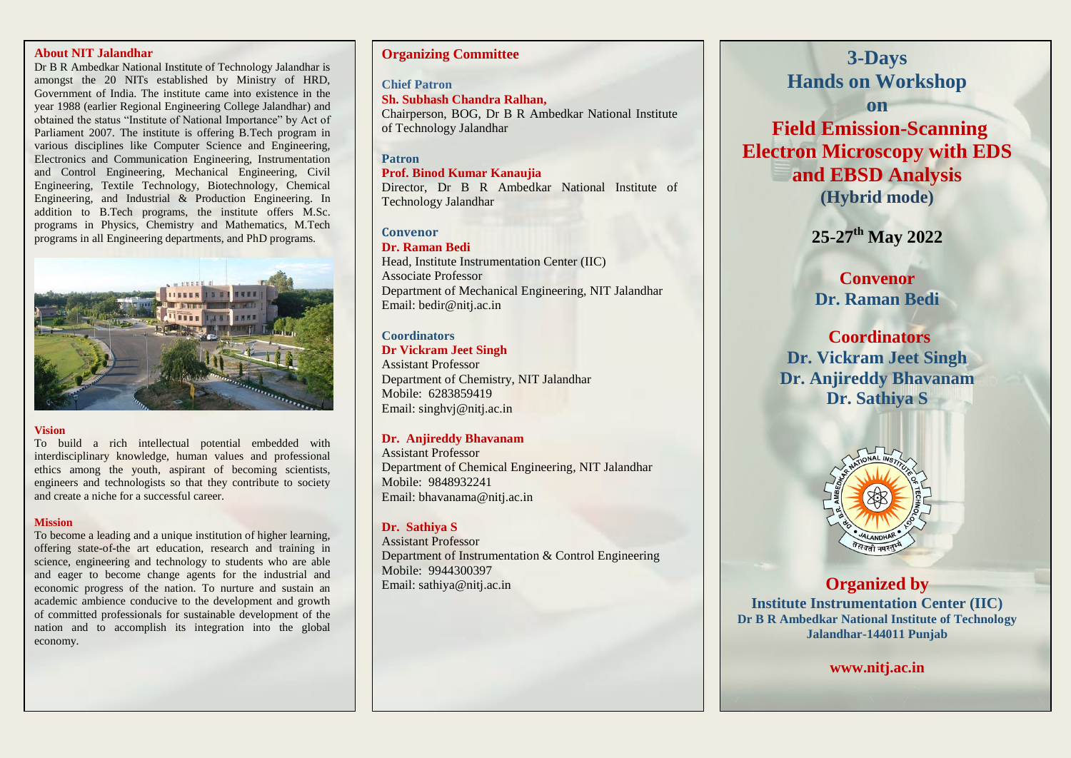## About NIT Jalandhar

Dr B R Ambedkar National Institute of Technology Jalandhar is amongst the 20 NITs established by Ministry of HRD, Government of India. The institute came into existence in the year 1988 (earlier Regional Engineering College Jalandhar) and obtained the status "Institute of National Importance" by Act of Parliament 2007. The institute is offering B.Tech program in various disciplines like Computer Science and Engineering, Electronics and Communication Engineering, Instrumentation and Control Engineering, Mechanical Engineering, Civil Engineering, Textile Technology, Biotechnology, Chemical Engineering, and Industrial & Production Engineering. In addition to B.Tech programs, the institute offers M.Sc. programs in Physics, Chemistry and Mathematics, M.Tech programs in all Engineering departments, and PhD programs.

### Vision

To build a rich intellectual potential embedded with interdisciplinary knowledge, human values and professional ethics among the youth, aspirant of becoming scientists, engineers and technologists so that they contribute to society and create a niche for a successful career.

### Mission

To become a leading and a unique institution of higher learning, offering state-of-the art education, research and training in science, engineering and technology to students who are able and eager to become change agents for the industrial and economic progress of the nation. To nurture and sustain an academic ambience conducive to the development and growth of committed professionals for sustainable development of the nation and to accomplish its integration into the global economy.

## Organizing Committee

### Chief Patron

**Sh. Subhash Chandra Ralhan,**
Chairperson, BOG, Dr B R Ambedkar National Institute of Technology Jalandhar

### Patron

**Prof. Binod Kumar Kanaujia**
Director, Dr B R Ambedkar National Institute of Technology Jalandhar

### Convenor

**Dr. Raman Bedi**
Head, Institute Instrumentation Center (IIC)
Associate Professor
Department of Mechanical Engineering, NIT Jalandhar
Email: bedir@nitj.ac.in

### Coordinators

**Dr Vickram Jeet Singh**
Assistant Professor
Department of Chemistry, NIT Jalandhar
Mobile: 6283859419
Email: singhvj@nitj.ac.in

**Dr. Anjireddy Bhavanam**
Assistant Professor
Department of Chemical Engineering, NIT Jalandhar
Mobile: 9848932241
Email: bhavanama@nitj.ac.in

**Dr. Sathiya S**
Assistant Professor
Department of Instrumentation & Control Engineering
Mobile: 9944300397
Email: sathiya@nitj.ac.in

# 3-Days Hands on Workshop on Field Emission-Scanning Electron Microscopy with EDS and EBSD Analysis (Hybrid mode)

**25-27th May 2022**

**Convenor**
**Dr. Raman Bedi**

**Coordinators**
**Dr. Vickram Jeet Singh**
**Dr. Anjireddy Bhavanam**
**Dr. Sathiya S**

**Organized by**
**Institute Instrumentation Center (IIC)**
**Dr B R Ambedkar National Institute of Technology**
**Jalandhar-144011 Punjab**

**www.nitj.ac.in**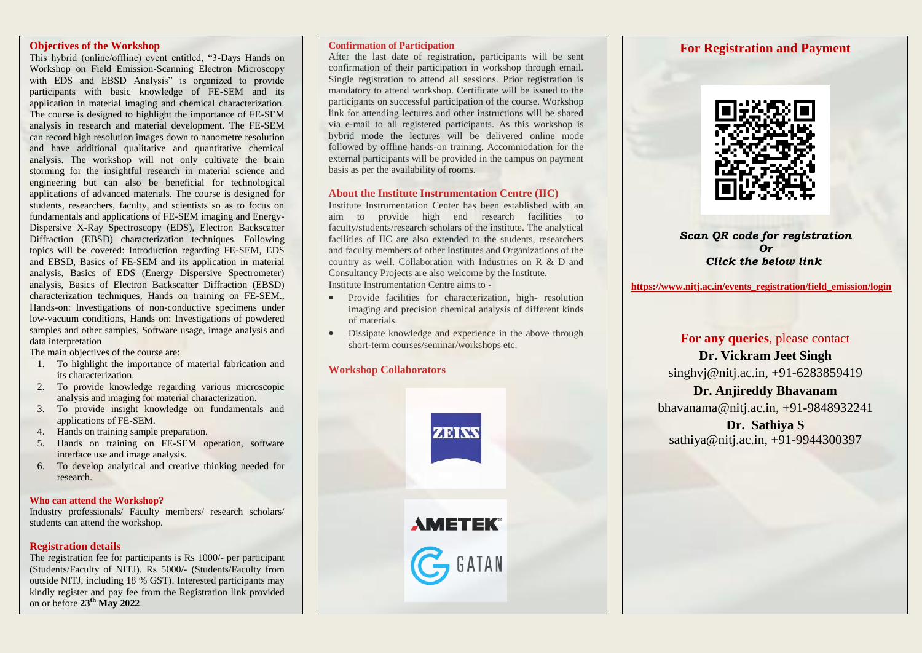## Objectives of the Workshop

This hybrid (online/offline) event entitled, "3-Days Hands on Workshop on Field Emission-Scanning Electron Microscopy with EDS and EBSD Analysis" is organized to provide participants with basic knowledge of FE-SEM and its application in material imaging and chemical characterization. The course is designed to highlight the importance of FE-SEM analysis in research and material development. The FE-SEM can record high resolution images down to nanometre resolution and have additional qualitative and quantitative chemical analysis. The workshop will not only cultivate the brain storming for the insightful research in material science and engineering but can also be beneficial for technological applications of advanced materials. The course is designed for students, researchers, faculty, and scientists so as to focus on fundamentals and applications of FE-SEM imaging and Energy-Dispersive X-Ray Spectroscopy (EDS), Electron Backscatter Diffraction (EBSD) characterization techniques. Following topics will be covered: Introduction regarding FE-SEM, EDS and EBSD, Basics of FE-SEM and its application in material analysis, Basics of EDS (Energy Dispersive Spectrometer) analysis, Basics of Electron Backscatter Diffraction (EBSD) characterization techniques, Hands on training on FE-SEM., Hands-on: Investigations of non-conductive specimens under low-vacuum conditions, Hands on: Investigations of powdered samples and other samples, Software usage, image analysis and data interpretation

The main objectives of the course are:

1. To highlight the importance of material fabrication and its characterization.
2. To provide knowledge regarding various microscopic analysis and imaging for material characterization.
3. To provide insight knowledge on fundamentals and applications of FE-SEM.
4. Hands on training sample preparation.
5. Hands on training on FE-SEM operation, software interface use and image analysis.
6. To develop analytical and creative thinking needed for research.

### Who can attend the Workshop?

Industry professionals/ Faculty members/ research scholars/ students can attend the workshop.

### Registration details

The registration fee for participants is Rs 1000/- per participant (Students/Faculty of NITJ). Rs 5000/- (Students/Faculty from outside NITJ, including 18 % GST). Interested participants may kindly register and pay fee from the Registration link provided on or before **23th May 2022**.

### Confirmation of Participation

After the last date of registration, participants will be sent confirmation of their participation in workshop through email. Single registration to attend all sessions. Prior registration is mandatory to attend workshop. Certificate will be issued to the participants on successful participation of the course. Workshop link for attending lectures and other instructions will be shared via e-mail to all registered participants. As this workshop is hybrid mode the lectures will be delivered online mode followed by offline hands-on training. Accommodation for the external participants will be provided in the campus on payment basis as per the availability of rooms.

### About the Institute Instrumentation Centre (IIC)

Institute Instrumentation Center has been established with an aim to provide high end research facilities to faculty/students/research scholars of the institute. The analytical facilities of IIC are also extended to the students, researchers and faculty members of other Institutes and Organizations of the country as well. Collaboration with Industries on R & D and Consultancy Projects are also welcome by the Institute.

Institute Instrumentation Centre aims to -

- Provide facilities for characterization, high- resolution imaging and precision chemical analysis of different kinds of materials.
- Dissipate knowledge and experience in the above through short-term courses/seminar/workshops etc.

### Workshop Collaborators

ZEISS

AMETEK

GATAN

## For Registration and Payment

***Scan QR code for registration***
***Or***
***Click the below link***

**https://www.nitj.ac.in/events_registration/field_emission/login**

**For any queries**, please contact

**Dr. Vickram Jeet Singh**
singhvj@nitj.ac.in, +91-6283859419

**Dr. Anjireddy Bhavanam**
bhavanama@nitj.ac.in, +91-9848932241

**Dr. Sathiya S**
sathiya@nitj.ac.in, +91-9944300397